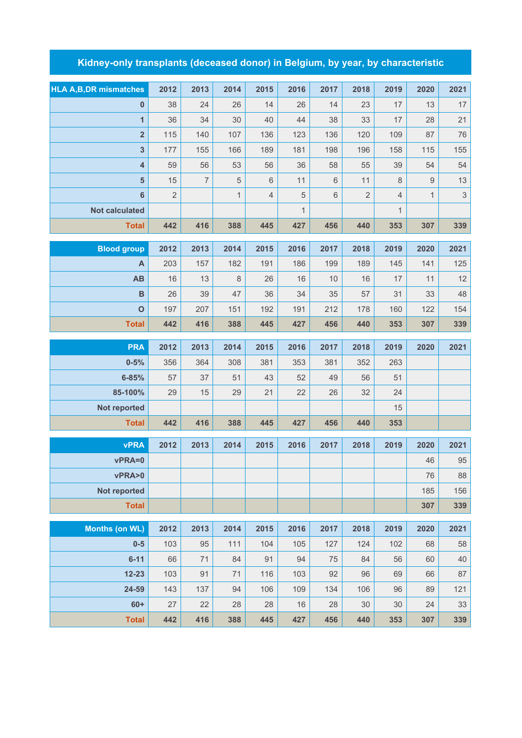# Kidney-only transplants (deceased donor) in Belgium, by year, by characteristic

| HLA A,B,DR mismatches | 2012 | 2013 | 2014 | 2015 | 2016 | 2017 | 2018 | 2019 | 2020 | 2021 |
|---|---|---|---|---|---|---|---|---|---|---|
| 0 | 38 | 24 | 26 | 14 | 26 | 14 | 23 | 17 | 13 | 17 |
| 1 | 36 | 34 | 30 | 40 | 44 | 38 | 33 | 17 | 28 | 21 |
| 2 | 115 | 140 | 107 | 136 | 123 | 136 | 120 | 109 | 87 | 76 |
| 3 | 177 | 155 | 166 | 189 | 181 | 198 | 196 | 158 | 115 | 155 |
| 4 | 59 | 56 | 53 | 56 | 36 | 58 | 55 | 39 | 54 | 54 |
| 5 | 15 | 7 | 5 | 6 | 11 | 6 | 11 | 8 | 9 | 13 |
| 6 | 2 | | 1 | 4 | 5 | 6 | 2 | 4 | 1 | 3 |
| Not calculated | | | | | 1 | | | 1 | | |
| **Total** | **442** | **416** | **388** | **445** | **427** | **456** | **440** | **353** | **307** | **339** |

| Blood group | 2012 | 2013 | 2014 | 2015 | 2016 | 2017 | 2018 | 2019 | 2020 | 2021 |
|---|---|---|---|---|---|---|---|---|---|---|
| A | 203 | 157 | 182 | 191 | 186 | 199 | 189 | 145 | 141 | 125 |
| AB | 16 | 13 | 8 | 26 | 16 | 10 | 16 | 17 | 11 | 12 |
| B | 26 | 39 | 47 | 36 | 34 | 35 | 57 | 31 | 33 | 48 |
| O | 197 | 207 | 151 | 192 | 191 | 212 | 178 | 160 | 122 | 154 |
| **Total** | **442** | **416** | **388** | **445** | **427** | **456** | **440** | **353** | **307** | **339** |

| PRA | 2012 | 2013 | 2014 | 2015 | 2016 | 2017 | 2018 | 2019 | 2020 | 2021 |
|---|---|---|---|---|---|---|---|---|---|---|
| 0-5% | 356 | 364 | 308 | 381 | 353 | 381 | 352 | 263 | | |
| 6-85% | 57 | 37 | 51 | 43 | 52 | 49 | 56 | 51 | | |
| 85-100% | 29 | 15 | 29 | 21 | 22 | 26 | 32 | 24 | | |
| Not reported | | | | | | | | 15 | | |
| **Total** | **442** | **416** | **388** | **445** | **427** | **456** | **440** | **353** | | |

| vPRA | 2012 | 2013 | 2014 | 2015 | 2016 | 2017 | 2018 | 2019 | 2020 | 2021 |
|---|---|---|---|---|---|---|---|---|---|---|
| vPRA=0 | | | | | | | | | 46 | 95 |
| vPRA>0 | | | | | | | | | 76 | 88 |
| Not reported | | | | | | | | | 185 | 156 |
| **Total** | | | | | | | | | **307** | **339** |

| Months (on WL) | 2012 | 2013 | 2014 | 2015 | 2016 | 2017 | 2018 | 2019 | 2020 | 2021 |
|---|---|---|---|---|---|---|---|---|---|---|
| 0-5 | 103 | 95 | 111 | 104 | 105 | 127 | 124 | 102 | 68 | 58 |
| 6-11 | 66 | 71 | 84 | 91 | 94 | 75 | 84 | 56 | 60 | 40 |
| 12-23 | 103 | 91 | 71 | 116 | 103 | 92 | 96 | 69 | 66 | 87 |
| 24-59 | 143 | 137 | 94 | 106 | 109 | 134 | 106 | 96 | 89 | 121 |
| 60+ | 27 | 22 | 28 | 28 | 16 | 28 | 30 | 30 | 24 | 33 |
| **Total** | **442** | **416** | **388** | **445** | **427** | **456** | **440** | **353** | **307** | **339** |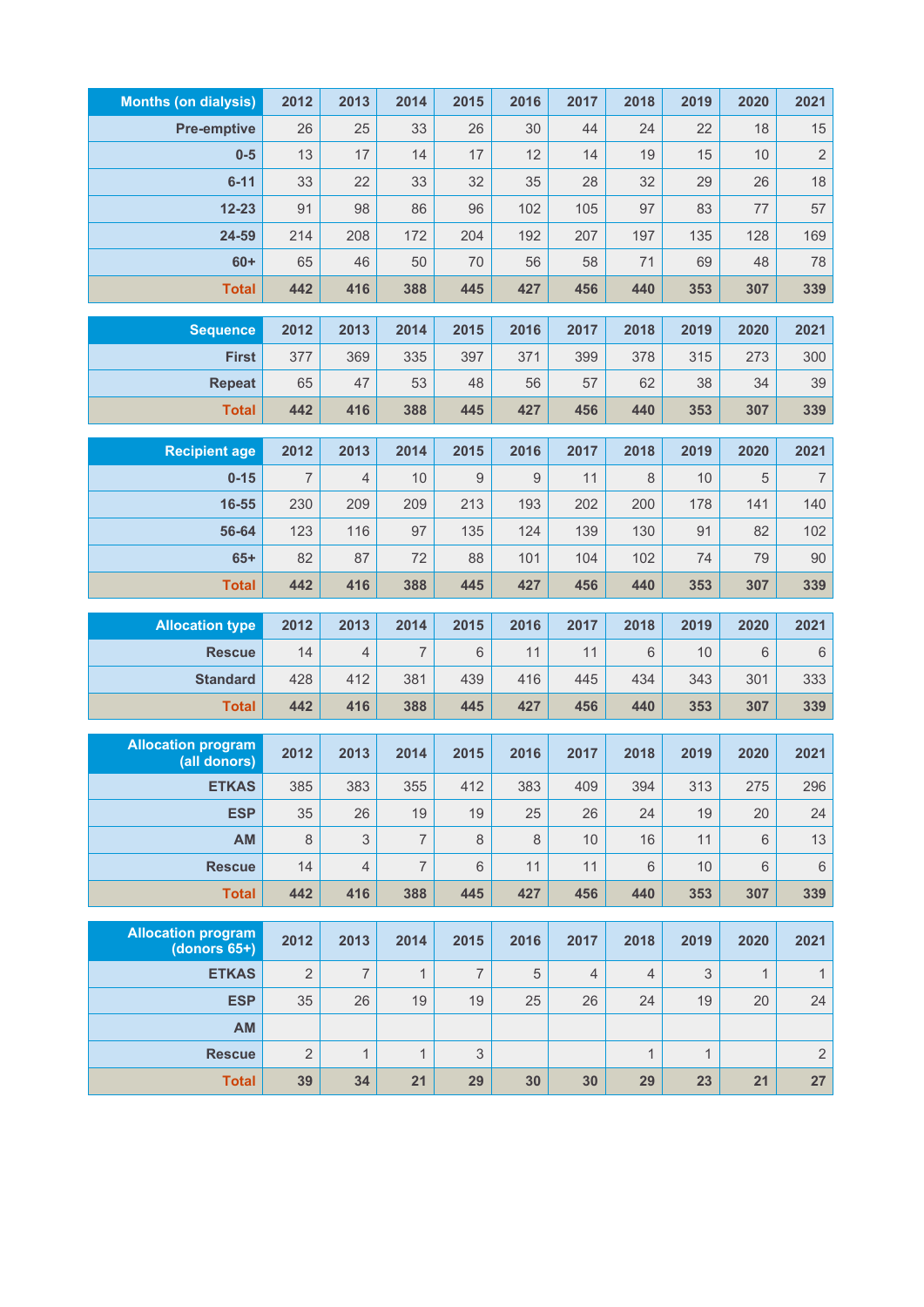| Months (on dialysis) | 2012 | 2013 | 2014 | 2015 | 2016 | 2017 | 2018 | 2019 | 2020 | 2021 |
|---|---|---|---|---|---|---|---|---|---|---|
| Pre-emptive | 26 | 25 | 33 | 26 | 30 | 44 | 24 | 22 | 18 | 15 |
| 0-5 | 13 | 17 | 14 | 17 | 12 | 14 | 19 | 15 | 10 | 2 |
| 6-11 | 33 | 22 | 33 | 32 | 35 | 28 | 32 | 29 | 26 | 18 |
| 12-23 | 91 | 98 | 86 | 96 | 102 | 105 | 97 | 83 | 77 | 57 |
| 24-59 | 214 | 208 | 172 | 204 | 192 | 207 | 197 | 135 | 128 | 169 |
| 60+ | 65 | 46 | 50 | 70 | 56 | 58 | 71 | 69 | 48 | 78 |
| **Total** | **442** | **416** | **388** | **445** | **427** | **456** | **440** | **353** | **307** | **339** |

| Sequence | 2012 | 2013 | 2014 | 2015 | 2016 | 2017 | 2018 | 2019 | 2020 | 2021 |
|---|---|---|---|---|---|---|---|---|---|---|
| First | 377 | 369 | 335 | 397 | 371 | 399 | 378 | 315 | 273 | 300 |
| Repeat | 65 | 47 | 53 | 48 | 56 | 57 | 62 | 38 | 34 | 39 |
| **Total** | **442** | **416** | **388** | **445** | **427** | **456** | **440** | **353** | **307** | **339** |

| Recipient age | 2012 | 2013 | 2014 | 2015 | 2016 | 2017 | 2018 | 2019 | 2020 | 2021 |
|---|---|---|---|---|---|---|---|---|---|---|
| 0-15 | 7 | 4 | 10 | 9 | 9 | 11 | 8 | 10 | 5 | 7 |
| 16-55 | 230 | 209 | 209 | 213 | 193 | 202 | 200 | 178 | 141 | 140 |
| 56-64 | 123 | 116 | 97 | 135 | 124 | 139 | 130 | 91 | 82 | 102 |
| 65+ | 82 | 87 | 72 | 88 | 101 | 104 | 102 | 74 | 79 | 90 |
| **Total** | **442** | **416** | **388** | **445** | **427** | **456** | **440** | **353** | **307** | **339** |

| Allocation type | 2012 | 2013 | 2014 | 2015 | 2016 | 2017 | 2018 | 2019 | 2020 | 2021 |
|---|---|---|---|---|---|---|---|---|---|---|
| Rescue | 14 | 4 | 7 | 6 | 11 | 11 | 6 | 10 | 6 | 6 |
| Standard | 428 | 412 | 381 | 439 | 416 | 445 | 434 | 343 | 301 | 333 |
| **Total** | **442** | **416** | **388** | **445** | **427** | **456** | **440** | **353** | **307** | **339** |

| Allocation program (all donors) | 2012 | 2013 | 2014 | 2015 | 2016 | 2017 | 2018 | 2019 | 2020 | 2021 |
|---|---|---|---|---|---|---|---|---|---|---|
| ETKAS | 385 | 383 | 355 | 412 | 383 | 409 | 394 | 313 | 275 | 296 |
| ESP | 35 | 26 | 19 | 19 | 25 | 26 | 24 | 19 | 20 | 24 |
| AM | 8 | 3 | 7 | 8 | 8 | 10 | 16 | 11 | 6 | 13 |
| Rescue | 14 | 4 | 7 | 6 | 11 | 11 | 6 | 10 | 6 | 6 |
| **Total** | **442** | **416** | **388** | **445** | **427** | **456** | **440** | **353** | **307** | **339** |

| Allocation program (donors 65+) | 2012 | 2013 | 2014 | 2015 | 2016 | 2017 | 2018 | 2019 | 2020 | 2021 |
|---|---|---|---|---|---|---|---|---|---|---|
| ETKAS | 2 | 7 | 1 | 7 | 5 | 4 | 4 | 3 | 1 | 1 |
| ESP | 35 | 26 | 19 | 19 | 25 | 26 | 24 | 19 | 20 | 24 |
| AM | | | | | | | | | | |
| Rescue | 2 | 1 | 1 | 3 | | | 1 | 1 | | 2 |
| **Total** | **39** | **34** | **21** | **29** | **30** | **30** | **29** | **23** | **21** | **27** |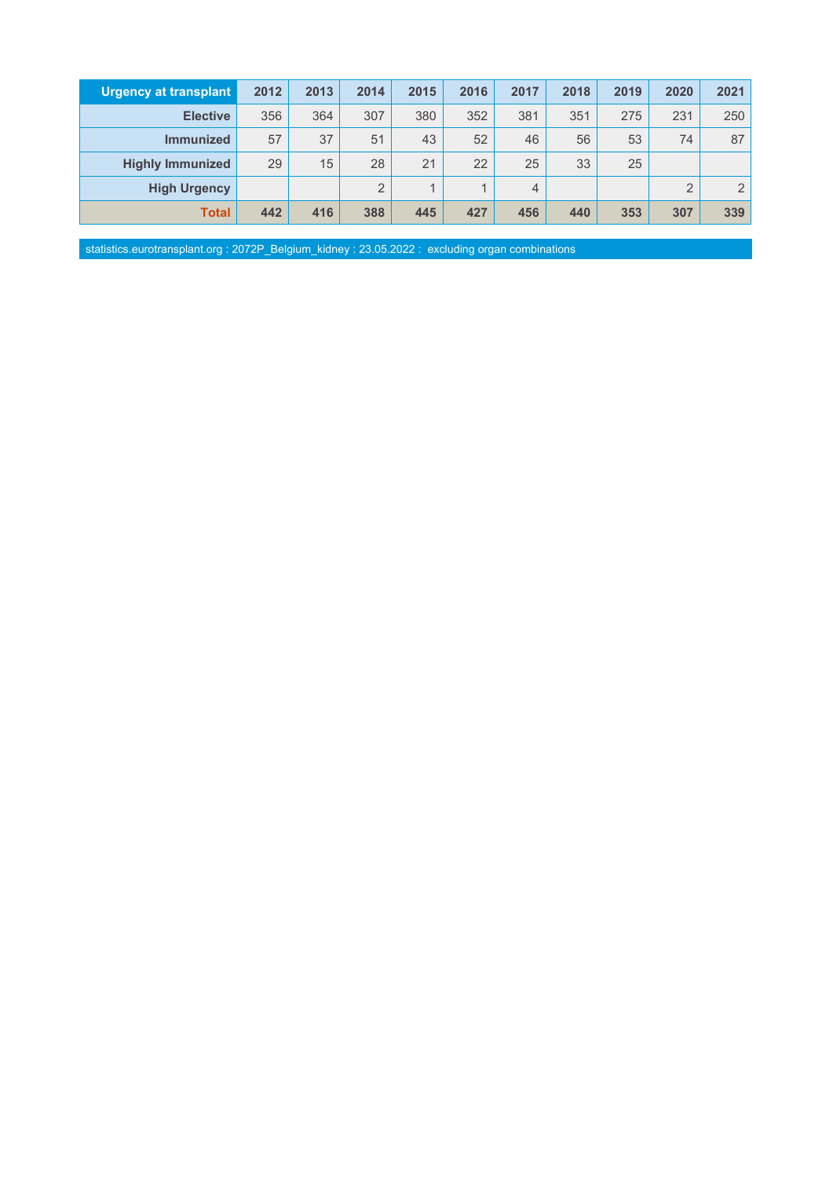| Urgency at transplant | 2012 | 2013 | 2014 | 2015 | 2016 | 2017 | 2018 | 2019 | 2020 | 2021 |
|---|---|---|---|---|---|---|---|---|---|---|
| Elective | 356 | 364 | 307 | 380 | 352 | 381 | 351 | 275 | 231 | 250 |
| Immunized | 57 | 37 | 51 | 43 | 52 | 46 | 56 | 53 | 74 | 87 |
| Highly Immunized | 29 | 15 | 28 | 21 | 22 | 25 | 33 | 25 | | |
| High Urgency | | | 2 | 1 | 1 | 4 | | | 2 | 2 |
| **Total** | **442** | **416** | **388** | **445** | **427** | **456** | **440** | **353** | **307** | **339** |

statistics.eurotransplant.org : 2072P_Belgium_kidney : 23.05.2022 : excluding organ combinations